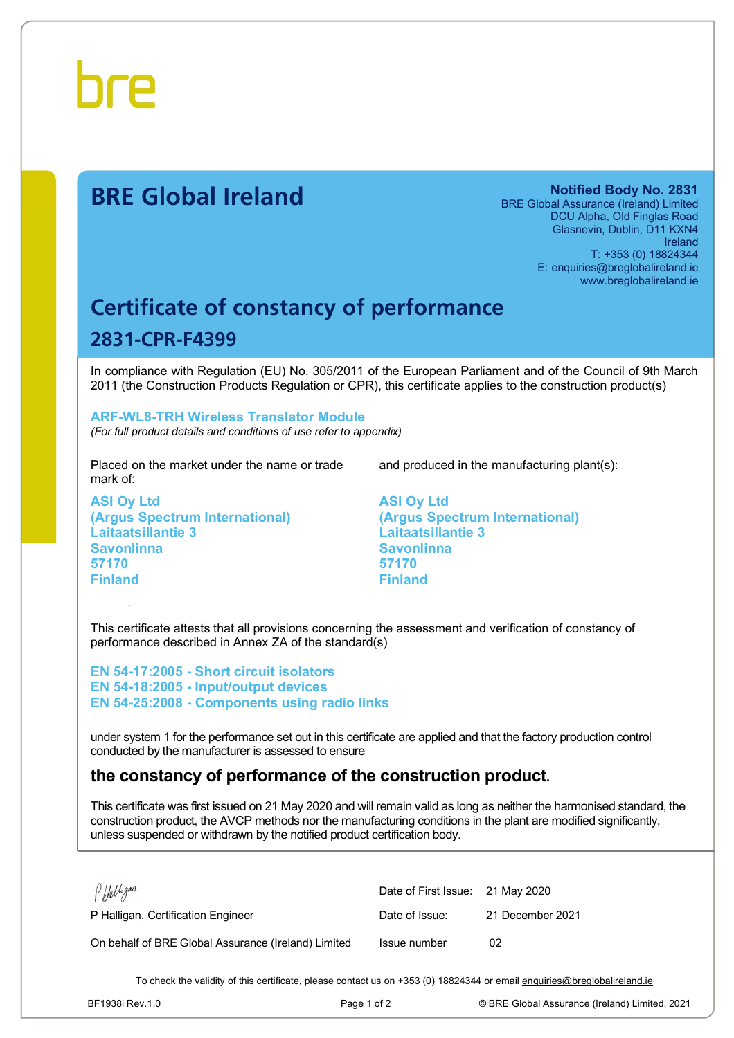bre

# BRE Global Ireland

**Notified Body No. 2831**
BRE Global Assurance (Ireland) Limited
DCU Alpha, Old Finglas Road
Glasnevin, Dublin, D11 KXN4
Ireland
T: +353 (0) 18824344
E: enquiries@breglobalireland.ie
www.breglobalireland.ie

## Certificate of constancy of performance

### 2831-CPR-F4399

In compliance with Regulation (EU) No. 305/2011 of the European Parliament and of the Council of 9th March 2011 (the Construction Products Regulation or CPR), this certificate applies to the construction product(s)

**ARF-WL8-TRH Wireless Translator Module**
*(For full product details and conditions of use refer to appendix)*

Placed on the market under the name or trade mark of:

**ASI Oy Ltd**
**(Argus Spectrum International)**
**Laitaatsillantie 3**
**Savonlinna**
**57170**
**Finland**

and produced in the manufacturing plant(s):

**ASI Oy Ltd**
**(Argus Spectrum International)**
**Laitaatsillantie 3**
**Savonlinna**
**57170**
**Finland**

This certificate attests that all provisions concerning the assessment and verification of constancy of performance described in Annex ZA of the standard(s)

**EN 54-17:2005 - Short circuit isolators**
**EN 54-18:2005 - Input/output devices**
**EN 54-25:2008 - Components using radio links**

under system 1 for the performance set out in this certificate are applied and that the factory production control conducted by the manufacturer is assessed to ensure

### the constancy of performance of the construction product.

This certificate was first issued on 21 May 2020 and will remain valid as long as neither the harmonised standard, the construction product, the AVCP methods nor the manufacturing conditions in the plant are modified significantly, unless suspended or withdrawn by the notified product certification body.

P Halligan, Certification Engineer

On behalf of BRE Global Assurance (Ireland) Limited

| | |
|---|---|
| Date of First Issue: | 21 May 2020 |
| Date of Issue: | 21 December 2021 |
| Issue number | 02 |

To check the validity of this certificate, please contact us on +353 (0) 18824344 or email enquiries@breglobalireland.ie

BF1938i Rev.1.0

© BRE Global Assurance (Ireland) Limited, 2021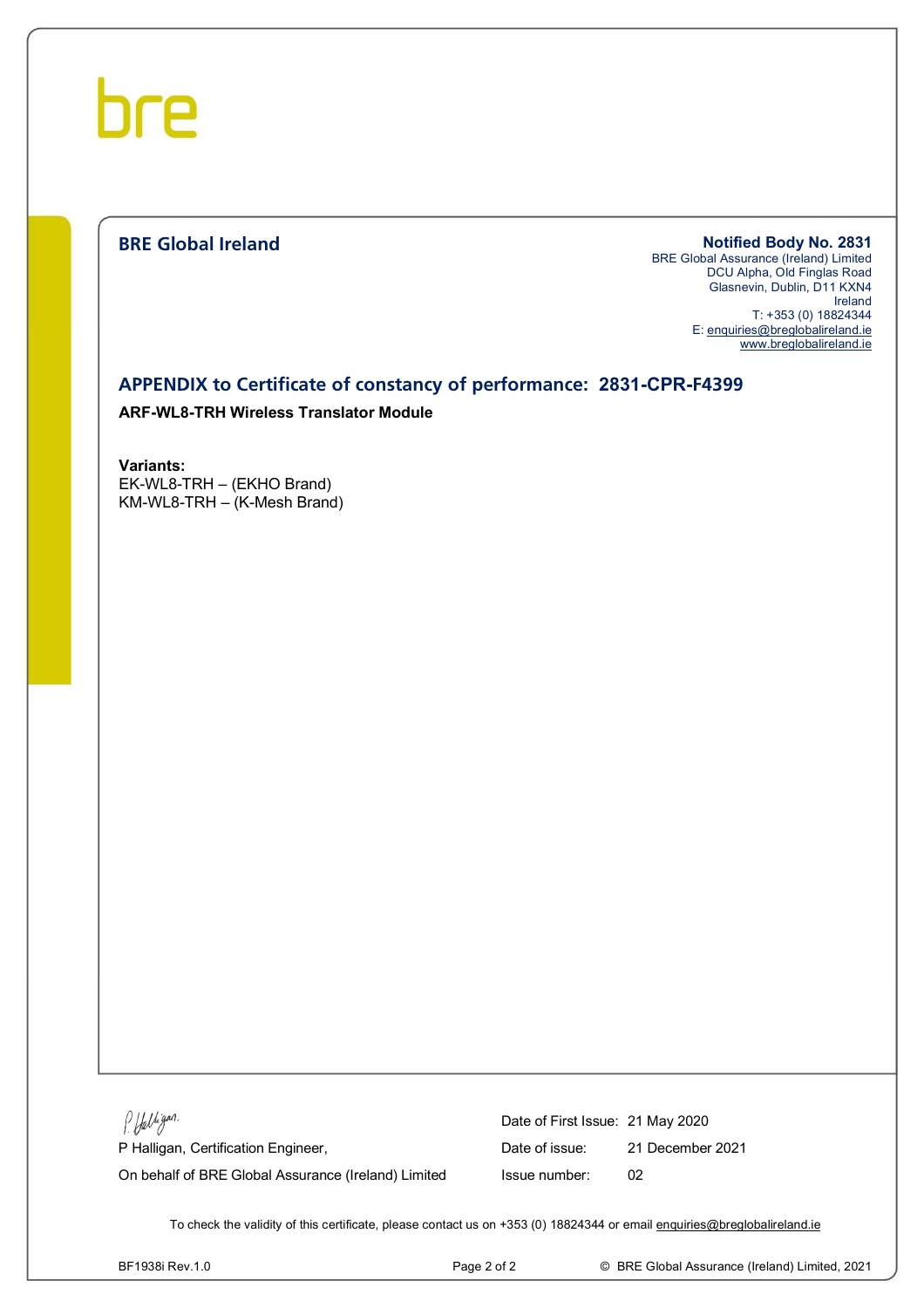bre

## BRE Global Ireland

**Notified Body No. 2831**
BRE Global Assurance (Ireland) Limited
DCU Alpha, Old Finglas Road
Glasnevin, Dublin, D11 KXN4
Ireland
T: +353 (0) 18824344
E: enquiries@breglobalireland.ie
www.breglobalireland.ie

## APPENDIX to Certificate of constancy of performance: 2831-CPR-F4399

**ARF-WL8-TRH Wireless Translator Module**

**Variants:**
EK-WL8-TRH – (EKHO Brand)
KM-WL8-TRH – (K-Mesh Brand)

P Halligan, Certification Engineer,
On behalf of BRE Global Assurance (Ireland) Limited

| | |
|---|---|
| Date of First Issue: | 21 May 2020 |
| Date of issue: | 21 December 2021 |
| Issue number: | 02 |

To check the validity of this certificate, please contact us on +353 (0) 18824344 or email enquiries@breglobalireland.ie

BF1938i Rev.1.0 © BRE Global Assurance (Ireland) Limited, 2021